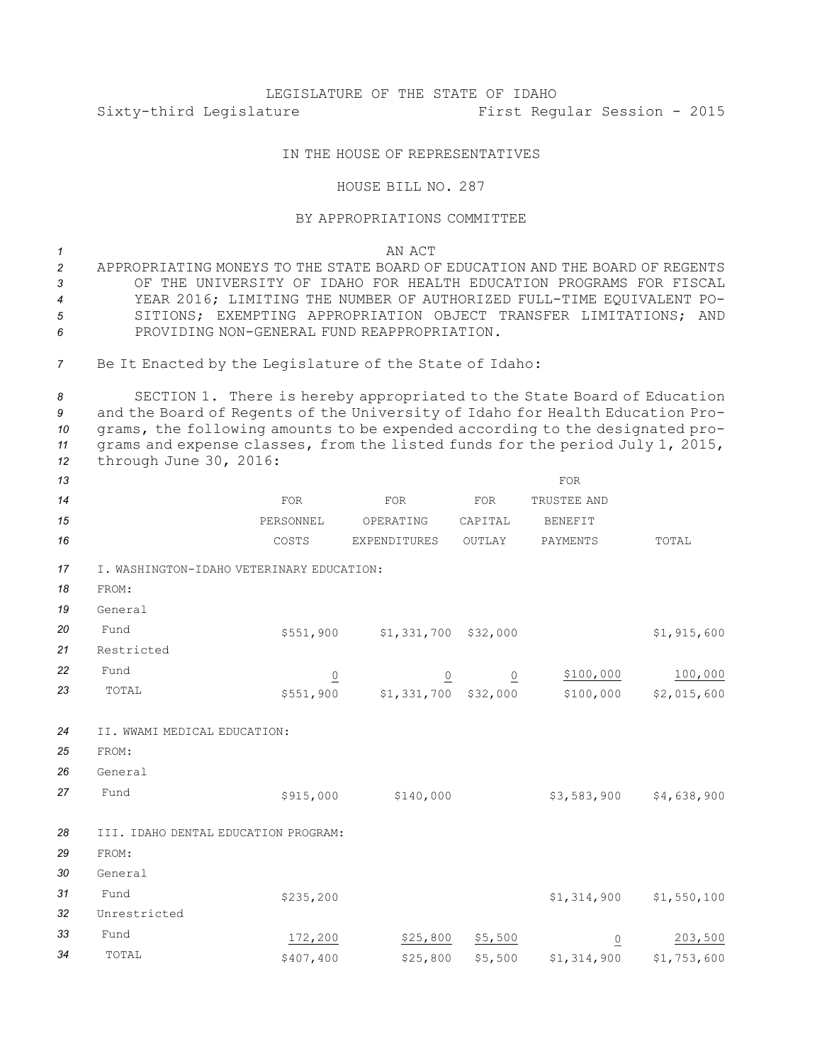LEGISLATURE OF THE STATE OF IDAHO

Sixty-third Legislature First Regular Session - 2015

IN THE HOUSE OF REPRESENTATIVES

HOUSE BILL NO. 287

BY APPROPRIATIONS COMMITTEE

AN ACT

APPROPRIATING MONEYS TO THE STATE BOARD OF EDUCATION AND THE BOARD OF REGENTS OF THE UNIVERSITY OF IDAHO FOR HEALTH EDUCATION PROGRAMS FOR FISCAL YEAR 2016; LIMITING THE NUMBER OF AUTHORIZED FULL-TIME EQUIVALENT POSITIONS; EXEMPTING APPROPRIATION OBJECT TRANSFER LIMITATIONS; AND PROVIDING NON-GENERAL FUND REAPPROPRIATION.

Be It Enacted by the Legislature of the State of Idaho:

SECTION 1. There is hereby appropriated to the State Board of Education and the Board of Regents of the University of Idaho for Health Education Programs, the following amounts to be expended according to the designated programs and expense classes, from the listed funds for the period July 1, 2015, through June 30, 2016:

| | FOR PERSONNEL COSTS | FOR OPERATING EXPENDITURES | FOR CAPITAL OUTLAY | FOR TRUSTEE AND BENEFIT PAYMENTS | TOTAL |
|---|---|---|---|---|---|
| I. WASHINGTON-IDAHO VETERINARY EDUCATION: | | | | | |
| FROM: | | | | | |
| General Fund | $551,900 | $1,331,700 | $32,000 | | $1,915,600 |
| Restricted Fund | 0 | 0 | 0 | $100,000 | 100,000 |
| TOTAL | $551,900 | $1,331,700 | $32,000 | $100,000 | $2,015,600 |
| II. WWAMI MEDICAL EDUCATION: | | | | | |
| FROM: | | | | | |
| General Fund | $915,000 | $140,000 | | $3,583,900 | $4,638,900 |
| III. IDAHO DENTAL EDUCATION PROGRAM: | | | | | |
| FROM: | | | | | |
| General Fund | $235,200 | | | $1,314,900 | $1,550,100 |
| Unrestricted Fund | 172,200 | $25,800 | $5,500 | 0 | 203,500 |
| TOTAL | $407,400 | $25,800 | $5,500 | $1,314,900 | $1,753,600 |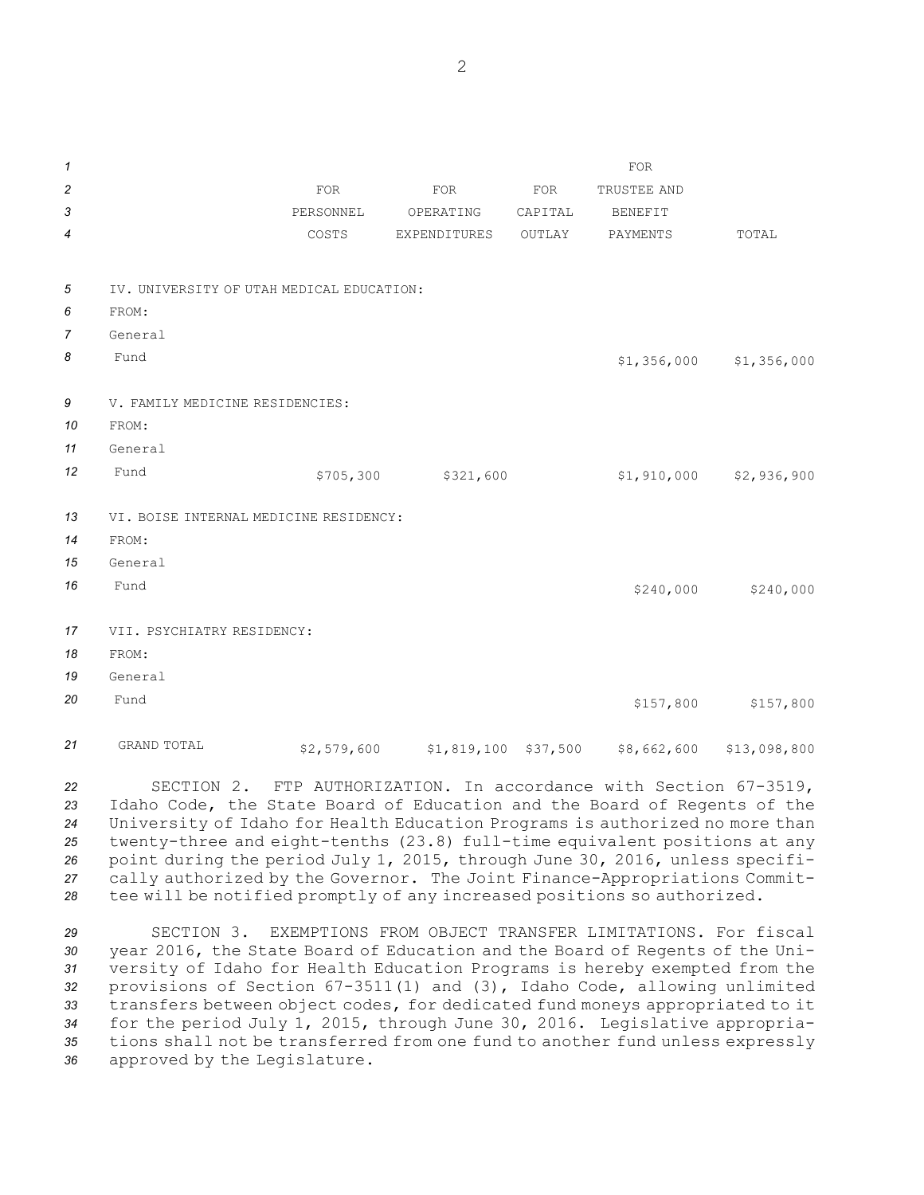| | FOR PERSONNEL COSTS | FOR OPERATING EXPENDITURES | FOR CAPITAL OUTLAY | FOR TRUSTEE AND BENEFIT PAYMENTS | TOTAL |
|---|---|---|---|---|---|
| IV. UNIVERSITY OF UTAH MEDICAL EDUCATION: | | | | | |
| FROM: | | | | | |
| General Fund | | | | $1,356,000 | $1,356,000 |
| V. FAMILY MEDICINE RESIDENCIES: | | | | | |
| FROM: | | | | | |
| General Fund | $705,300 | $321,600 | | $1,910,000 | $2,936,900 |
| VI. BOISE INTERNAL MEDICINE RESIDENCY: | | | | | |
| FROM: | | | | | |
| General Fund | | | | $240,000 | $240,000 |
| VII. PSYCHIATRY RESIDENCY: | | | | | |
| FROM: | | | | | |
| General Fund | | | | $157,800 | $157,800 |
| GRAND TOTAL | $2,579,600 | $1,819,100 | $37,500 | $8,662,600 | $13,098,800 |

SECTION 2. FTP AUTHORIZATION. In accordance with Section 67-3519, Idaho Code, the State Board of Education and the Board of Regents of the University of Idaho for Health Education Programs is authorized no more than twenty-three and eight-tenths (23.8) full-time equivalent positions at any point during the period July 1, 2015, through June 30, 2016, unless specifically authorized by the Governor. The Joint Finance-Appropriations Committee will be notified promptly of any increased positions so authorized.

SECTION 3. EXEMPTIONS FROM OBJECT TRANSFER LIMITATIONS. For fiscal year 2016, the State Board of Education and the Board of Regents of the University of Idaho for Health Education Programs is hereby exempted from the provisions of Section 67-3511(1) and (3), Idaho Code, allowing unlimited transfers between object codes, for dedicated fund moneys appropriated to it for the period July 1, 2015, through June 30, 2016. Legislative appropriations shall not be transferred from one fund to another fund unless expressly approved by the Legislature.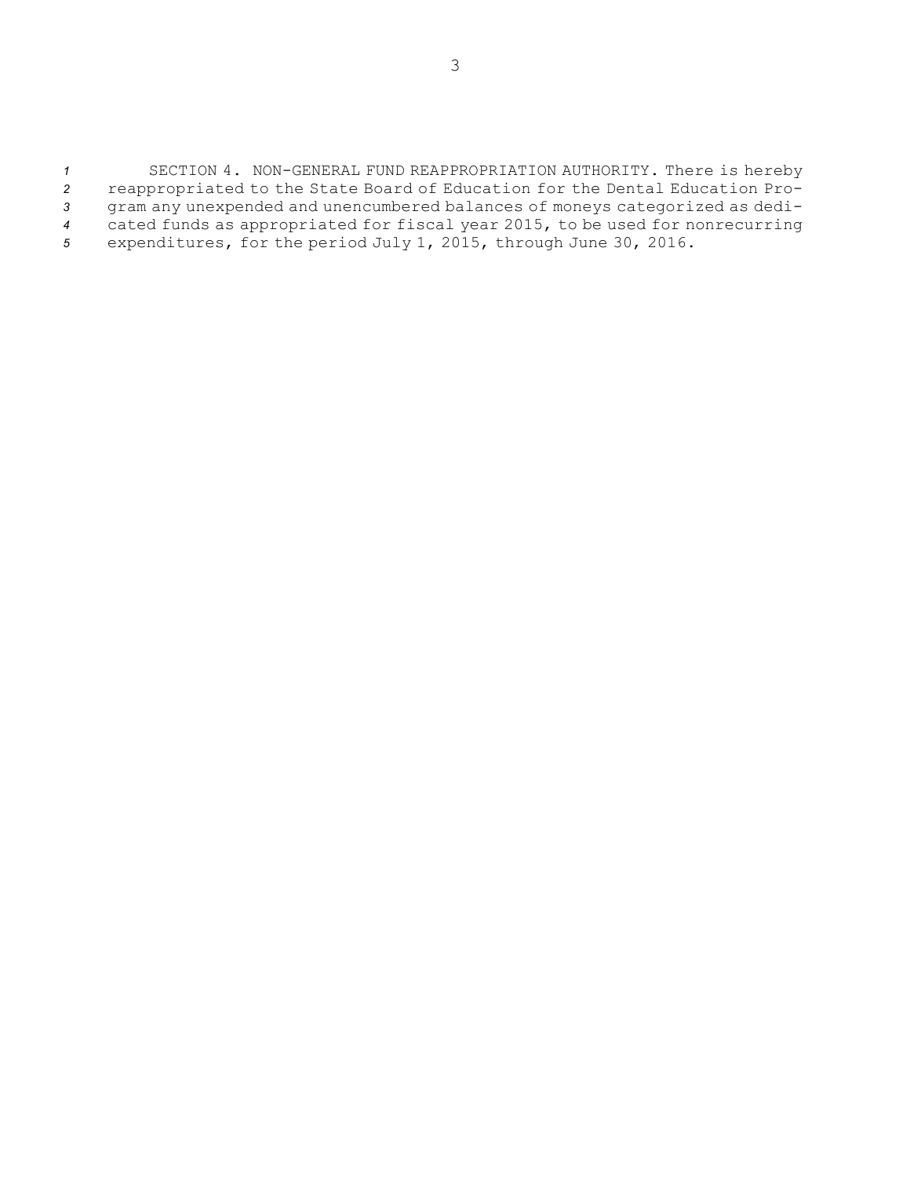SECTION 4. NON-GENERAL FUND REAPPROPRIATION AUTHORITY. There is hereby reappropriated to the State Board of Education for the Dental Education Program any unexpended and unencumbered balances of moneys categorized as dedicated funds as appropriated for fiscal year 2015, to be used for nonrecurring expenditures, for the period July 1, 2015, through June 30, 2016.